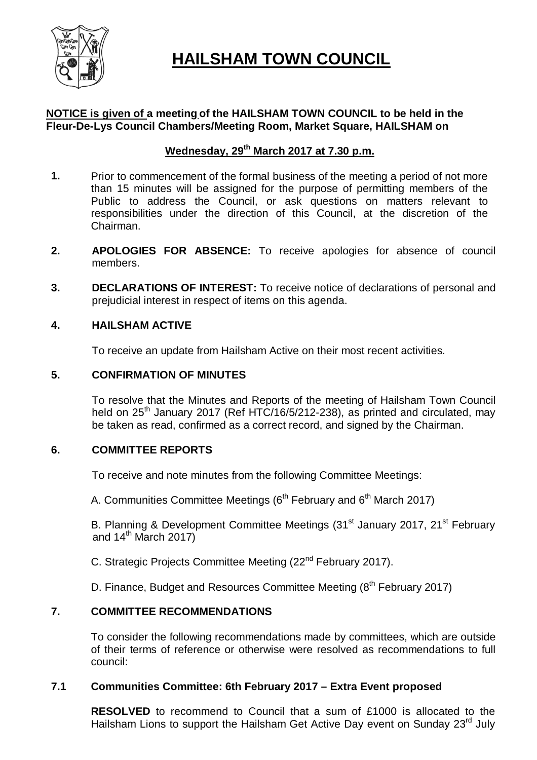# HAILSHAM TOWN COUNCIL

**NOTICE is given of a meeting of the HAILSHAM TOWN COUNCIL to be held in the Fleur-De-Lys Council Chambers/Meeting Room, Market Square, HAILSHAM on**

**Wednesday, 29th March 2017 at 7.30 p.m.**

**1.** Prior to commencement of the formal business of the meeting a period of not more than 15 minutes will be assigned for the purpose of permitting members of the Public to address the Council, or ask questions on matters relevant to responsibilities under the direction of this Council, at the discretion of the Chairman.

**2. APOLOGIES FOR ABSENCE:** To receive apologies for absence of council members.

**3. DECLARATIONS OF INTEREST:** To receive notice of declarations of personal and prejudicial interest in respect of items on this agenda.

**4. HAILSHAM ACTIVE**

To receive an update from Hailsham Active on their most recent activities.

**5. CONFIRMATION OF MINUTES**

To resolve that the Minutes and Reports of the meeting of Hailsham Town Council held on 25th January 2017 (Ref HTC/16/5/212-238), as printed and circulated, may be taken as read, confirmed as a correct record, and signed by the Chairman.

**6. COMMITTEE REPORTS**

To receive and note minutes from the following Committee Meetings:

A. Communities Committee Meetings (6th February and 6th March 2017)

B. Planning & Development Committee Meetings (31st January 2017, 21st February and 14th March 2017)

C. Strategic Projects Committee Meeting (22nd February 2017).

D. Finance, Budget and Resources Committee Meeting (8th February 2017)

**7. COMMITTEE RECOMMENDATIONS**

To consider the following recommendations made by committees, which are outside of their terms of reference or otherwise were resolved as recommendations to full council:

**7.1 Communities Committee: 6th February 2017 – Extra Event proposed**

**RESOLVED** to recommend to Council that a sum of £1000 is allocated to the Hailsham Lions to support the Hailsham Get Active Day event on Sunday 23rd July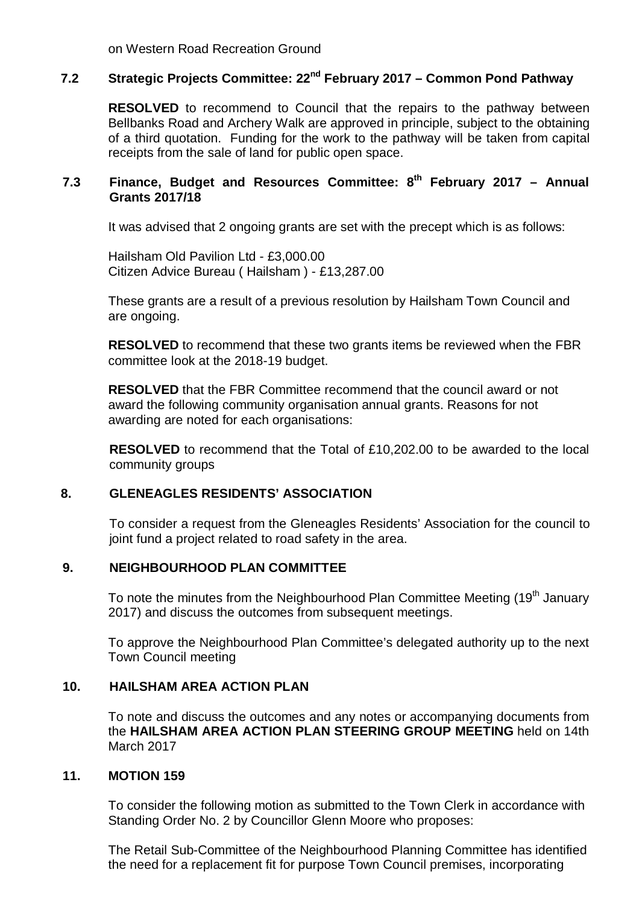on Western Road Recreation Ground

### 7.2 Strategic Projects Committee: 22nd February 2017 – Common Pond Pathway

**RESOLVED** to recommend to Council that the repairs to the pathway between Bellbanks Road and Archery Walk are approved in principle, subject to the obtaining of a third quotation. Funding for the work to the pathway will be taken from capital receipts from the sale of land for public open space.

### 7.3 Finance, Budget and Resources Committee: 8th February 2017 – Annual Grants 2017/18

It was advised that 2 ongoing grants are set with the precept which is as follows:

Hailsham Old Pavilion Ltd - £3,000.00
Citizen Advice Bureau ( Hailsham ) - £13,287.00

These grants are a result of a previous resolution by Hailsham Town Council and are ongoing.

**RESOLVED** to recommend that these two grants items be reviewed when the FBR committee look at the 2018-19 budget.

**RESOLVED** that the FBR Committee recommend that the council award or not award the following community organisation annual grants. Reasons for not awarding are noted for each organisations:

**RESOLVED** to recommend that the Total of £10,202.00 to be awarded to the local community groups

## 8. GLENEAGLES RESIDENTS' ASSOCIATION

To consider a request from the Gleneagles Residents' Association for the council to joint fund a project related to road safety in the area.

## 9. NEIGHBOURHOOD PLAN COMMITTEE

To note the minutes from the Neighbourhood Plan Committee Meeting (19th January 2017) and discuss the outcomes from subsequent meetings.

To approve the Neighbourhood Plan Committee's delegated authority up to the next Town Council meeting

## 10. HAILSHAM AREA ACTION PLAN

To note and discuss the outcomes and any notes or accompanying documents from the **HAILSHAM AREA ACTION PLAN STEERING GROUP MEETING** held on 14th March 2017

## 11. MOTION 159

To consider the following motion as submitted to the Town Clerk in accordance with Standing Order No. 2 by Councillor Glenn Moore who proposes:

The Retail Sub-Committee of the Neighbourhood Planning Committee has identified the need for a replacement fit for purpose Town Council premises, incorporating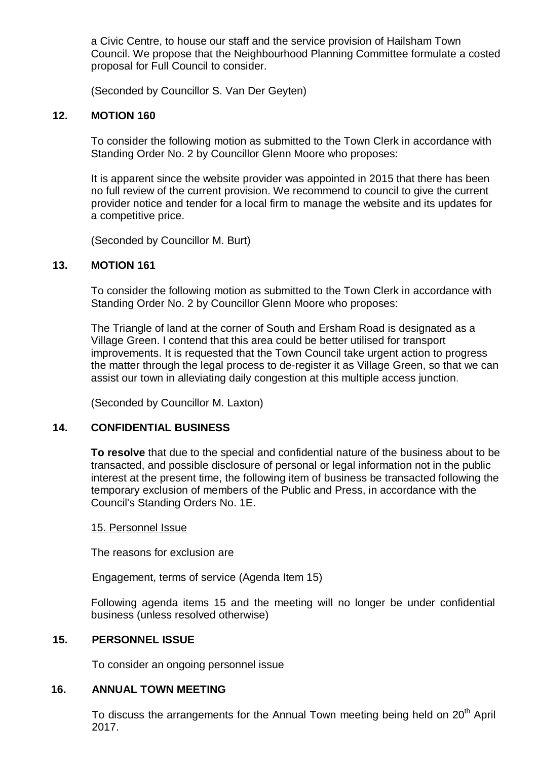a Civic Centre, to house our staff and the service provision of Hailsham Town Council. We propose that the Neighbourhood Planning Committee formulate a costed proposal for Full Council to consider.

(Seconded by Councillor S. Van Der Geyten)

## 12. MOTION 160

To consider the following motion as submitted to the Town Clerk in accordance with Standing Order No. 2 by Councillor Glenn Moore who proposes:

It is apparent since the website provider was appointed in 2015 that there has been no full review of the current provision. We recommend to council to give the current provider notice and tender for a local firm to manage the website and its updates for a competitive price.

(Seconded by Councillor M. Burt)

## 13. MOTION 161

To consider the following motion as submitted to the Town Clerk in accordance with Standing Order No. 2 by Councillor Glenn Moore who proposes:

The Triangle of land at the corner of South and Ersham Road is designated as a Village Green. I contend that this area could be better utilised for transport improvements. It is requested that the Town Council take urgent action to progress the matter through the legal process to de-register it as Village Green, so that we can assist our town in alleviating daily congestion at this multiple access junction.

(Seconded by Councillor M. Laxton)

## 14. CONFIDENTIAL BUSINESS

**To resolve** that due to the special and confidential nature of the business about to be transacted, and possible disclosure of personal or legal information not in the public interest at the present time, the following item of business be transacted following the temporary exclusion of members of the Public and Press, in accordance with the Council's Standing Orders No. 1E.

15. Personnel Issue

The reasons for exclusion are

Engagement, terms of service (Agenda Item 15)

Following agenda items 15 and the meeting will no longer be under confidential business (unless resolved otherwise)

## 15. PERSONNEL ISSUE

To consider an ongoing personnel issue

## 16. ANNUAL TOWN MEETING

To discuss the arrangements for the Annual Town meeting being held on 20th April 2017.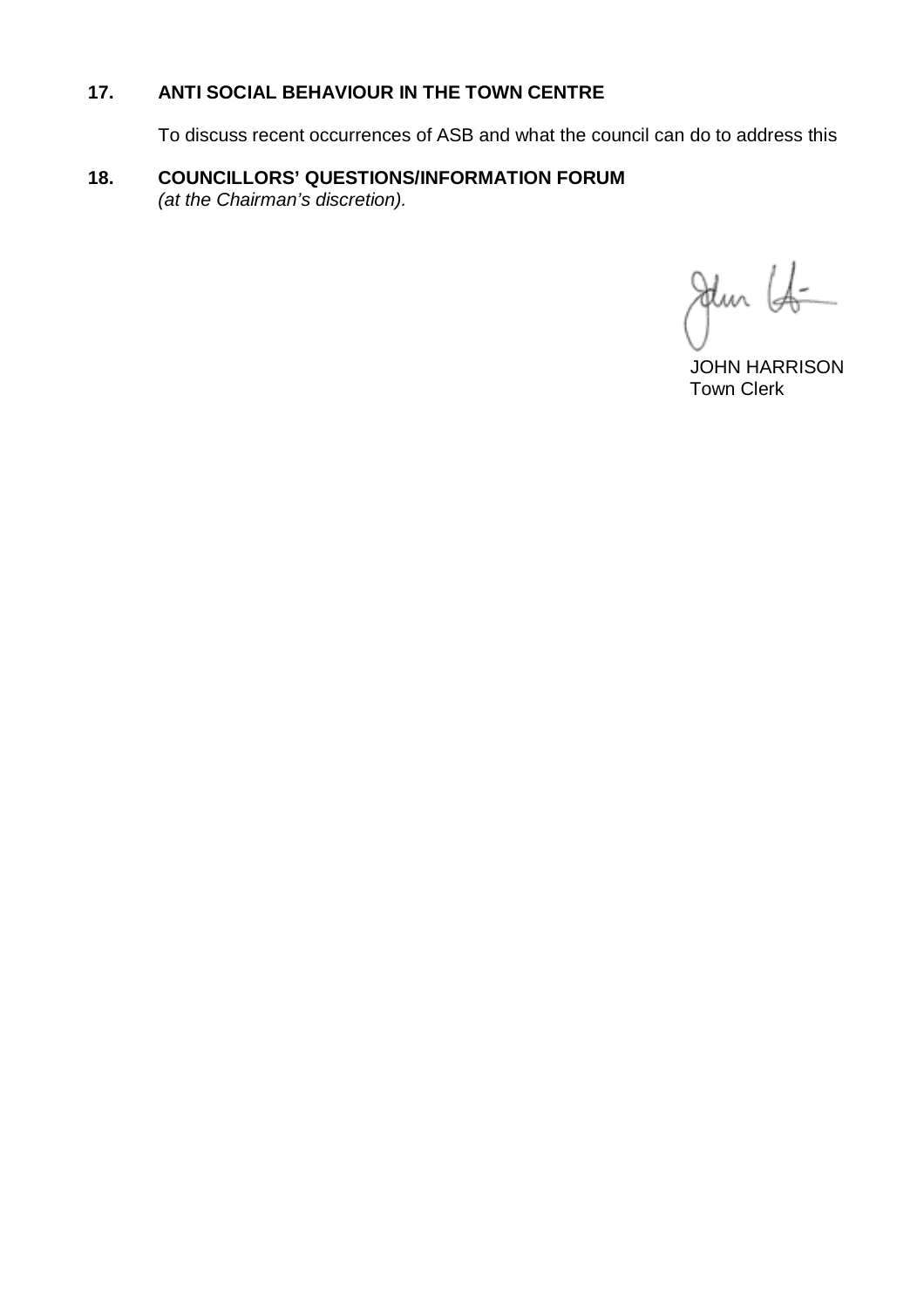**17. ANTI SOCIAL BEHAVIOUR IN THE TOWN CENTRE**

To discuss recent occurrences of ASB and what the council can do to address this

**18. COUNCILLORS' QUESTIONS/INFORMATION FORUM**
*(at the Chairman's discretion).*

JOHN HARRISON
Town Clerk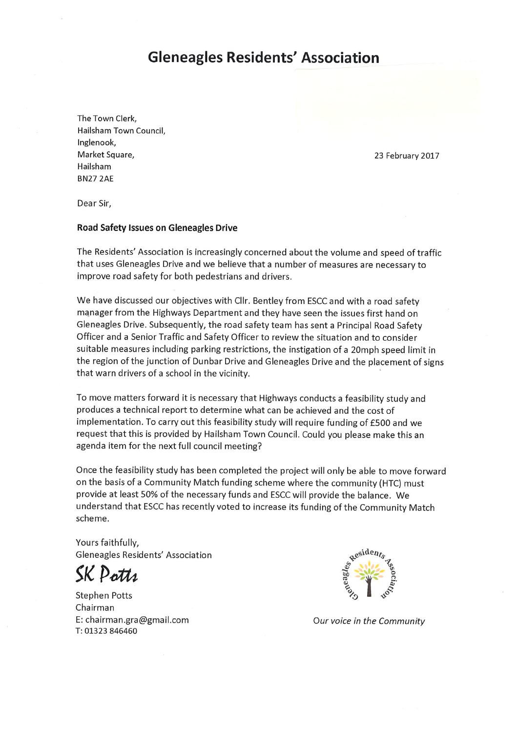# Gleneagles Residents' Association

The Town Clerk,
Hailsham Town Council,
Inglenook,
Market Square,
Hailsham
BN27 2AE

23 February 2017

Dear Sir,

**Road Safety Issues on Gleneagles Drive**

The Residents' Association is increasingly concerned about the volume and speed of traffic that uses Gleneagles Drive and we believe that a number of measures are necessary to improve road safety for both pedestrians and drivers.

We have discussed our objectives with Cllr. Bentley from ESCC and with a road safety manager from the Highways Department and they have seen the issues first hand on Gleneagles Drive. Subsequently, the road safety team has sent a Principal Road Safety Officer and a Senior Traffic and Safety Officer to review the situation and to consider suitable measures including parking restrictions, the instigation of a 20mph speed limit in the region of the junction of Dunbar Drive and Gleneagles Drive and the placement of signs that warn drivers of a school in the vicinity.

To move matters forward it is necessary that Highways conducts a feasibility study and produces a technical report to determine what can be achieved and the cost of implementation. To carry out this feasibility study will require funding of £500 and we request that this is provided by Hailsham Town Council. Could you please make this an agenda item for the next full council meeting?

Once the feasibility study has been completed the project will only be able to move forward on the basis of a Community Match funding scheme where the community (HTC) must provide at least 50% of the necessary funds and ESCC will provide the balance. We understand that ESCC has recently voted to increase its funding of the Community Match scheme.

Yours faithfully,
Gleneagles Residents' Association

*SK Potts*

Stephen Potts
Chairman
E: chairman.gra@gmail.com
T: 01323 846460

Gleneagles Residents Association

*Our voice in the Community*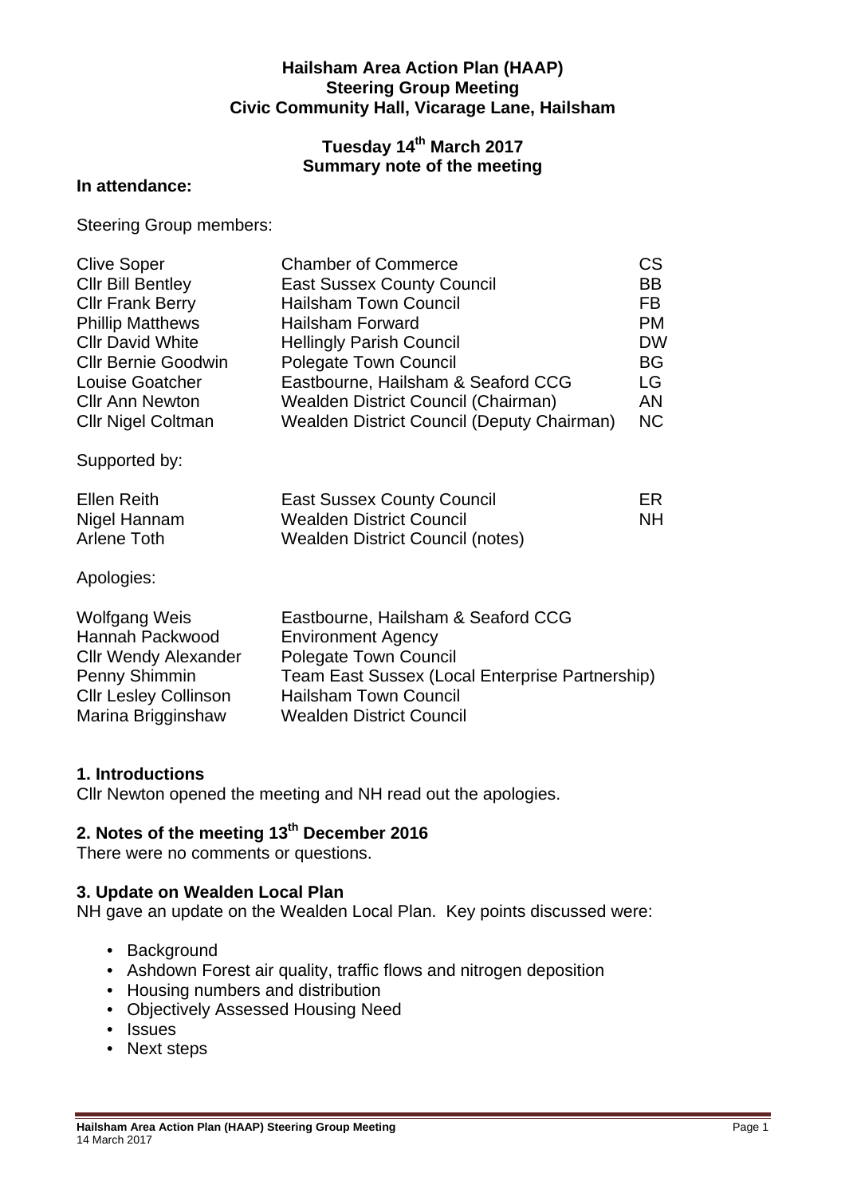**Hailsham Area Action Plan (HAAP)**
**Steering Group Meeting**
**Civic Community Hall, Vicarage Lane, Hailsham**

**Tuesday 14th March 2017**
**Summary note of the meeting**

**In attendance:**

Steering Group members:

| | | |
|---|---|---|
| Clive Soper | Chamber of Commerce | CS |
| Cllr Bill Bentley | East Sussex County Council | BB |
| Cllr Frank Berry | Hailsham Town Council | FB |
| Phillip Matthews | Hailsham Forward | PM |
| Cllr David White | Hellingly Parish Council | DW |
| Cllr Bernie Goodwin | Polegate Town Council | BG |
| Louise Goatcher | Eastbourne, Hailsham & Seaford CCG | LG |
| Cllr Ann Newton | Wealden District Council (Chairman) | AN |
| Cllr Nigel Coltman | Wealden District Council (Deputy Chairman) | NC |

Supported by:

| | | |
|---|---|---|
| Ellen Reith | East Sussex County Council | ER |
| Nigel Hannam | Wealden District Council | NH |
| Arlene Toth | Wealden District Council (notes) | |

Apologies:

| | |
|---|---|
| Wolfgang Weis | Eastbourne, Hailsham & Seaford CCG |
| Hannah Packwood | Environment Agency |
| Cllr Wendy Alexander | Polegate Town Council |
| Penny Shimmin | Team East Sussex (Local Enterprise Partnership) |
| Cllr Lesley Collinson | Hailsham Town Council |
| Marina Brigginshaw | Wealden District Council |

### 1. Introductions

Cllr Newton opened the meeting and NH read out the apologies.

### 2. Notes of the meeting 13th December 2016

There were no comments or questions.

### 3. Update on Wealden Local Plan

NH gave an update on the Wealden Local Plan. Key points discussed were:

- Background
- Ashdown Forest air quality, traffic flows and nitrogen deposition
- Housing numbers and distribution
- Objectively Assessed Housing Need
- Issues
- Next steps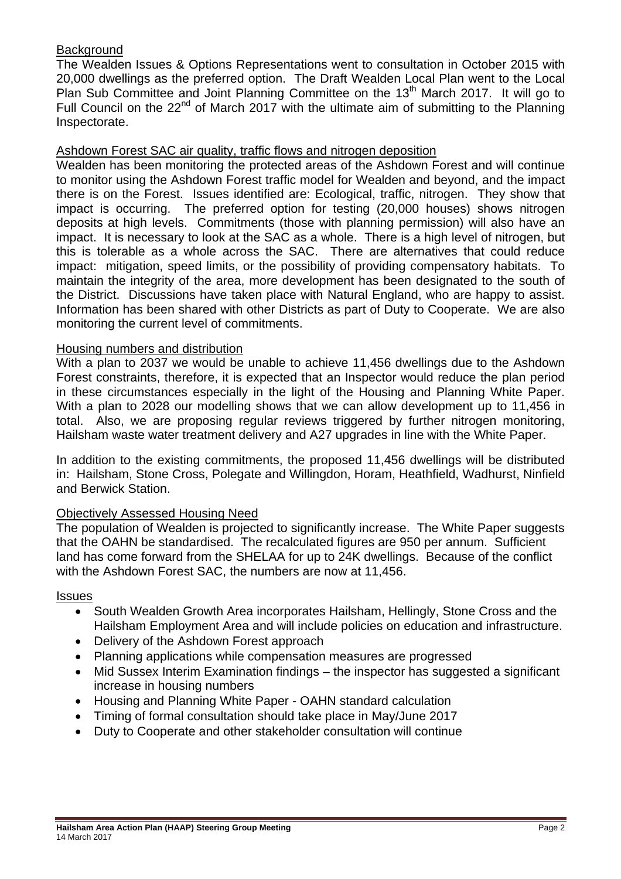## Background

The Wealden Issues & Options Representations went to consultation in October 2015 with 20,000 dwellings as the preferred option. The Draft Wealden Local Plan went to the Local Plan Sub Committee and Joint Planning Committee on the 13th March 2017. It will go to Full Council on the 22nd of March 2017 with the ultimate aim of submitting to the Planning Inspectorate.

## Ashdown Forest SAC air quality, traffic flows and nitrogen deposition

Wealden has been monitoring the protected areas of the Ashdown Forest and will continue to monitor using the Ashdown Forest traffic model for Wealden and beyond, and the impact there is on the Forest. Issues identified are: Ecological, traffic, nitrogen. They show that impact is occurring. The preferred option for testing (20,000 houses) shows nitrogen deposits at high levels. Commitments (those with planning permission) will also have an impact. It is necessary to look at the SAC as a whole. There is a high level of nitrogen, but this is tolerable as a whole across the SAC. There are alternatives that could reduce impact: mitigation, speed limits, or the possibility of providing compensatory habitats. To maintain the integrity of the area, more development has been designated to the south of the District. Discussions have taken place with Natural England, who are happy to assist. Information has been shared with other Districts as part of Duty to Cooperate. We are also monitoring the current level of commitments.

## Housing numbers and distribution

With a plan to 2037 we would be unable to achieve 11,456 dwellings due to the Ashdown Forest constraints, therefore, it is expected that an Inspector would reduce the plan period in these circumstances especially in the light of the Housing and Planning White Paper. With a plan to 2028 our modelling shows that we can allow development up to 11,456 in total. Also, we are proposing regular reviews triggered by further nitrogen monitoring, Hailsham waste water treatment delivery and A27 upgrades in line with the White Paper.

In addition to the existing commitments, the proposed 11,456 dwellings will be distributed in: Hailsham, Stone Cross, Polegate and Willingdon, Horam, Heathfield, Wadhurst, Ninfield and Berwick Station.

## Objectively Assessed Housing Need

The population of Wealden is projected to significantly increase. The White Paper suggests that the OAHN be standardised. The recalculated figures are 950 per annum. Sufficient land has come forward from the SHELAA for up to 24K dwellings. Because of the conflict with the Ashdown Forest SAC, the numbers are now at 11,456.

## Issues

- South Wealden Growth Area incorporates Hailsham, Hellingly, Stone Cross and the Hailsham Employment Area and will include policies on education and infrastructure.
- Delivery of the Ashdown Forest approach
- Planning applications while compensation measures are progressed
- Mid Sussex Interim Examination findings – the inspector has suggested a significant increase in housing numbers
- Housing and Planning White Paper - OAHN standard calculation
- Timing of formal consultation should take place in May/June 2017
- Duty to Cooperate and other stakeholder consultation will continue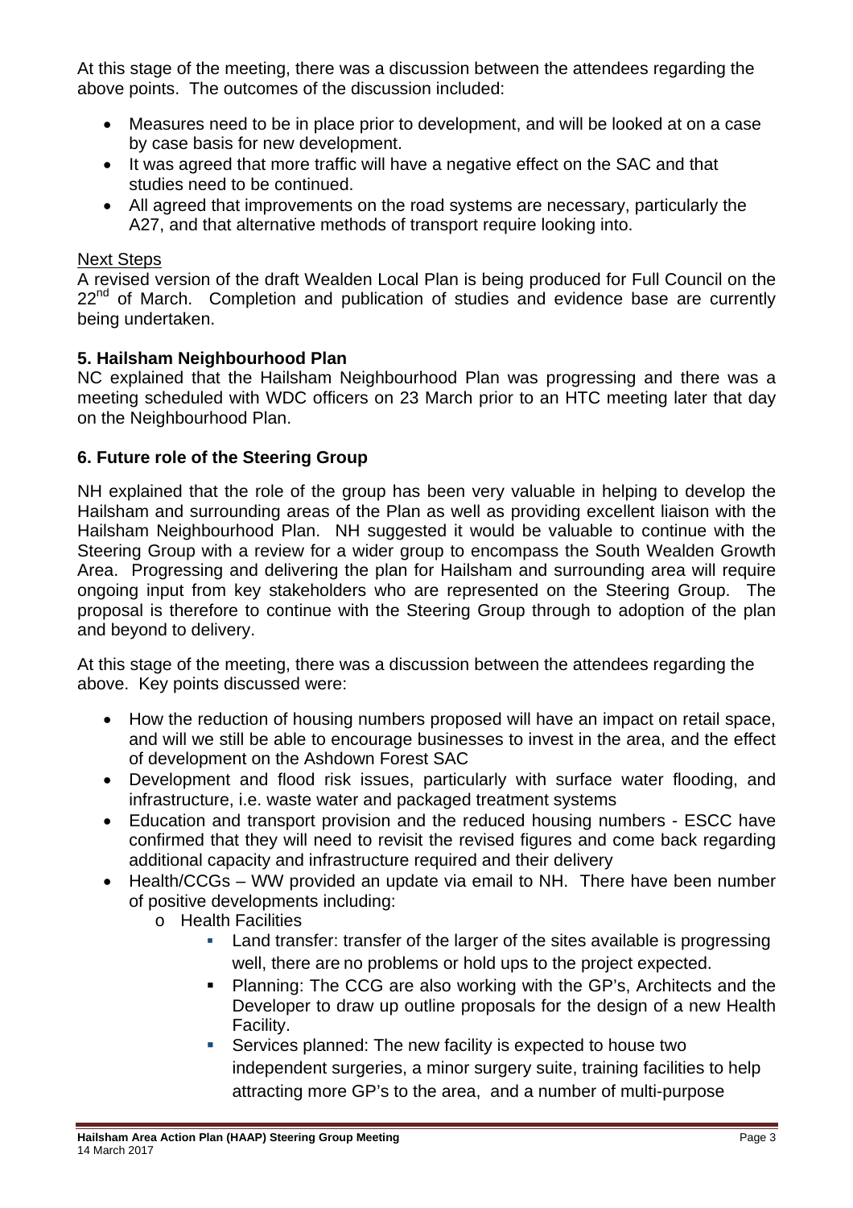At this stage of the meeting, there was a discussion between the attendees regarding the above points. The outcomes of the discussion included:

- Measures need to be in place prior to development, and will be looked at on a case by case basis for new development.
- It was agreed that more traffic will have a negative effect on the SAC and that studies need to be continued.
- All agreed that improvements on the road systems are necessary, particularly the A27, and that alternative methods of transport require looking into.

Next Steps

A revised version of the draft Wealden Local Plan is being produced for Full Council on the 22nd of March. Completion and publication of studies and evidence base are currently being undertaken.

**5. Hailsham Neighbourhood Plan**

NC explained that the Hailsham Neighbourhood Plan was progressing and there was a meeting scheduled with WDC officers on 23 March prior to an HTC meeting later that day on the Neighbourhood Plan.

**6. Future role of the Steering Group**

NH explained that the role of the group has been very valuable in helping to develop the Hailsham and surrounding areas of the Plan as well as providing excellent liaison with the Hailsham Neighbourhood Plan. NH suggested it would be valuable to continue with the Steering Group with a review for a wider group to encompass the South Wealden Growth Area. Progressing and delivering the plan for Hailsham and surrounding area will require ongoing input from key stakeholders who are represented on the Steering Group. The proposal is therefore to continue with the Steering Group through to adoption of the plan and beyond to delivery.

At this stage of the meeting, there was a discussion between the attendees regarding the above. Key points discussed were:

- How the reduction of housing numbers proposed will have an impact on retail space, and will we still be able to encourage businesses to invest in the area, and the effect of development on the Ashdown Forest SAC
- Development and flood risk issues, particularly with surface water flooding, and infrastructure, i.e. waste water and packaged treatment systems
- Education and transport provision and the reduced housing numbers - ESCC have confirmed that they will need to revisit the revised figures and come back regarding additional capacity and infrastructure required and their delivery
- Health/CCGs – WW provided an update via email to NH. There have been number of positive developments including:
  - Health Facilities
    - Land transfer: transfer of the larger of the sites available is progressing well, there are no problems or hold ups to the project expected.
    - Planning: The CCG are also working with the GP's, Architects and the Developer to draw up outline proposals for the design of a new Health Facility.
    - Services planned: The new facility is expected to house two independent surgeries, a minor surgery suite, training facilities to help attracting more GP's to the area, and a number of multi-purpose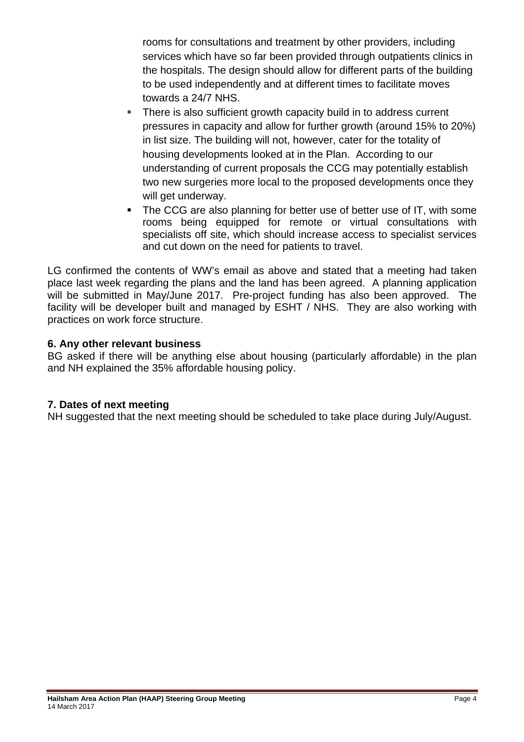rooms for consultations and treatment by other providers, including services which have so far been provided through outpatients clinics in the hospitals. The design should allow for different parts of the building to be used independently and at different times to facilitate moves towards a 24/7 NHS.

- There is also sufficient growth capacity build in to address current pressures in capacity and allow for further growth (around 15% to 20%) in list size. The building will not, however, cater for the totality of housing developments looked at in the Plan. According to our understanding of current proposals the CCG may potentially establish two new surgeries more local to the proposed developments once they will get underway.
- The CCG are also planning for better use of better use of IT, with some rooms being equipped for remote or virtual consultations with specialists off site, which should increase access to specialist services and cut down on the need for patients to travel.

LG confirmed the contents of WW's email as above and stated that a meeting had taken place last week regarding the plans and the land has been agreed. A planning application will be submitted in May/June 2017. Pre-project funding has also been approved. The facility will be developer built and managed by ESHT / NHS. They are also working with practices on work force structure.

**6. Any other relevant business**

BG asked if there will be anything else about housing (particularly affordable) in the plan and NH explained the 35% affordable housing policy.

**7. Dates of next meeting**

NH suggested that the next meeting should be scheduled to take place during July/August.